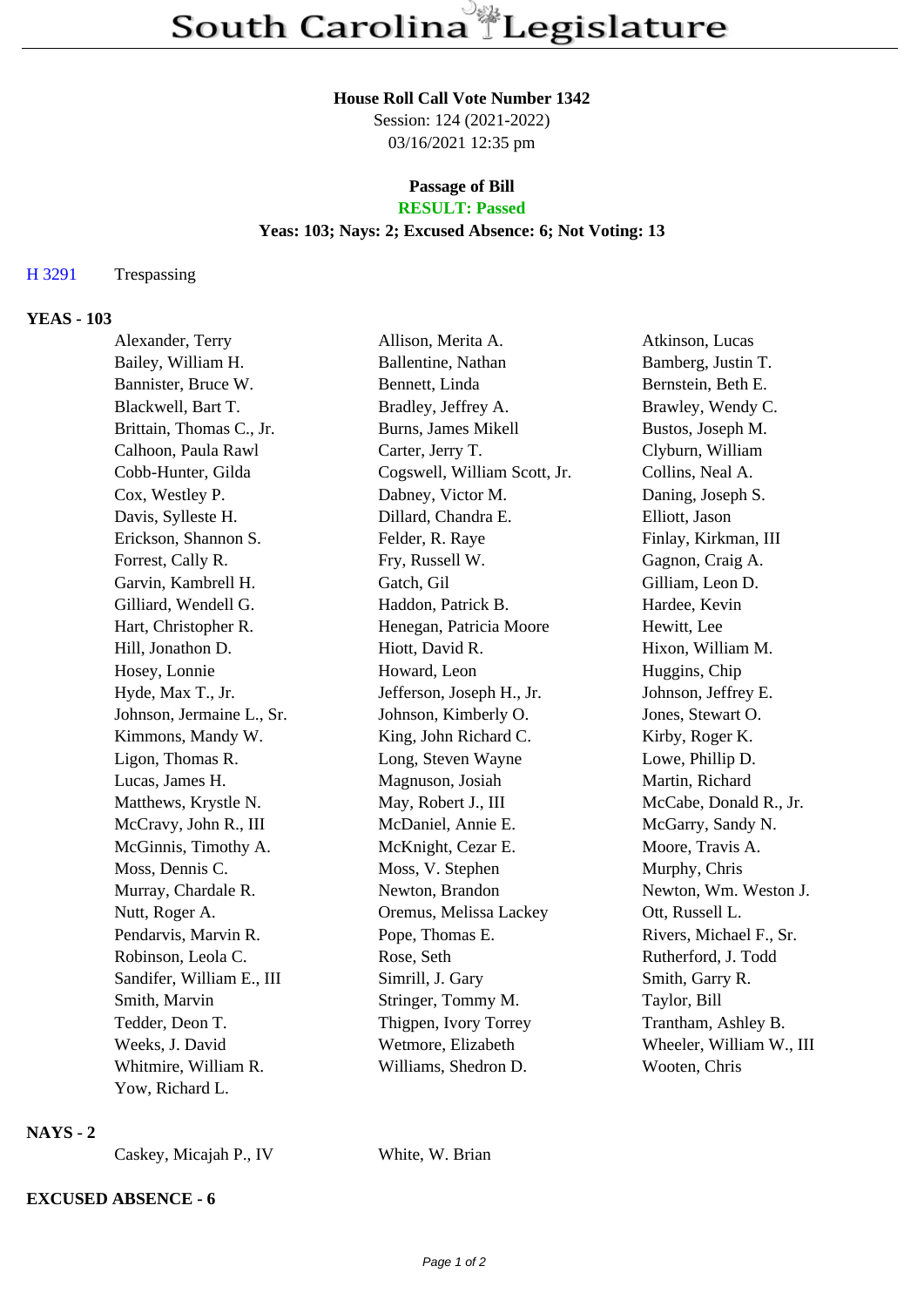# South Carolina Legislature

**House Roll Call Vote Number 1342**
Session: 124 (2021-2022)
03/16/2021 12:35 pm

**Passage of Bill**
**RESULT: Passed**
**Yeas: 103; Nays: 2; Excused Absence: 6; Not Voting: 13**

H 3291 Trespassing

## YEAS - 103

| | | |
|---|---|---|
| Alexander, Terry | Allison, Merita A. | Atkinson, Lucas |
| Bailey, William H. | Ballentine, Nathan | Bamberg, Justin T. |
| Bannister, Bruce W. | Bennett, Linda | Bernstein, Beth E. |
| Blackwell, Bart T. | Bradley, Jeffrey A. | Brawley, Wendy C. |
| Brittain, Thomas C., Jr. | Burns, James Mikell | Bustos, Joseph M. |
| Calhoon, Paula Rawl | Carter, Jerry T. | Clyburn, William |
| Cobb-Hunter, Gilda | Cogswell, William Scott, Jr. | Collins, Neal A. |
| Cox, Westley P. | Dabney, Victor M. | Daning, Joseph S. |
| Davis, Sylleste H. | Dillard, Chandra E. | Elliott, Jason |
| Erickson, Shannon S. | Felder, R. Raye | Finlay, Kirkman, III |
| Forrest, Cally R. | Fry, Russell W. | Gagnon, Craig A. |
| Garvin, Kambrell H. | Gatch, Gil | Gilliam, Leon D. |
| Gilliard, Wendell G. | Haddon, Patrick B. | Hardee, Kevin |
| Hart, Christopher R. | Henegan, Patricia Moore | Hewitt, Lee |
| Hill, Jonathon D. | Hiott, David R. | Hixon, William M. |
| Hosey, Lonnie | Howard, Leon | Huggins, Chip |
| Hyde, Max T., Jr. | Jefferson, Joseph H., Jr. | Johnson, Jeffrey E. |
| Johnson, Jermaine L., Sr. | Johnson, Kimberly O. | Jones, Stewart O. |
| Kimmons, Mandy W. | King, John Richard C. | Kirby, Roger K. |
| Ligon, Thomas R. | Long, Steven Wayne | Lowe, Phillip D. |
| Lucas, James H. | Magnuson, Josiah | Martin, Richard |
| Matthews, Krystle N. | May, Robert J., III | McCabe, Donald R., Jr. |
| McCravy, John R., III | McDaniel, Annie E. | McGarry, Sandy N. |
| McGinnis, Timothy A. | McKnight, Cezar E. | Moore, Travis A. |
| Moss, Dennis C. | Moss, V. Stephen | Murphy, Chris |
| Murray, Chardale R. | Newton, Brandon | Newton, Wm. Weston J. |
| Nutt, Roger A. | Oremus, Melissa Lackey | Ott, Russell L. |
| Pendarvis, Marvin R. | Pope, Thomas E. | Rivers, Michael F., Sr. |
| Robinson, Leola C. | Rose, Seth | Rutherford, J. Todd |
| Sandifer, William E., III | Simrill, J. Gary | Smith, Garry R. |
| Smith, Marvin | Stringer, Tommy M. | Taylor, Bill |
| Tedder, Deon T. | Thigpen, Ivory Torrey | Trantham, Ashley B. |
| Weeks, J. David | Wetmore, Elizabeth | Wheeler, William W., III |
| Whitmire, William R. | Williams, Shedron D. | Wooten, Chris |
| Yow, Richard L. | | |

## NAYS - 2

| | |
|---|---|
| Caskey, Micajah P., IV | White, W. Brian |

## EXCUSED ABSENCE - 6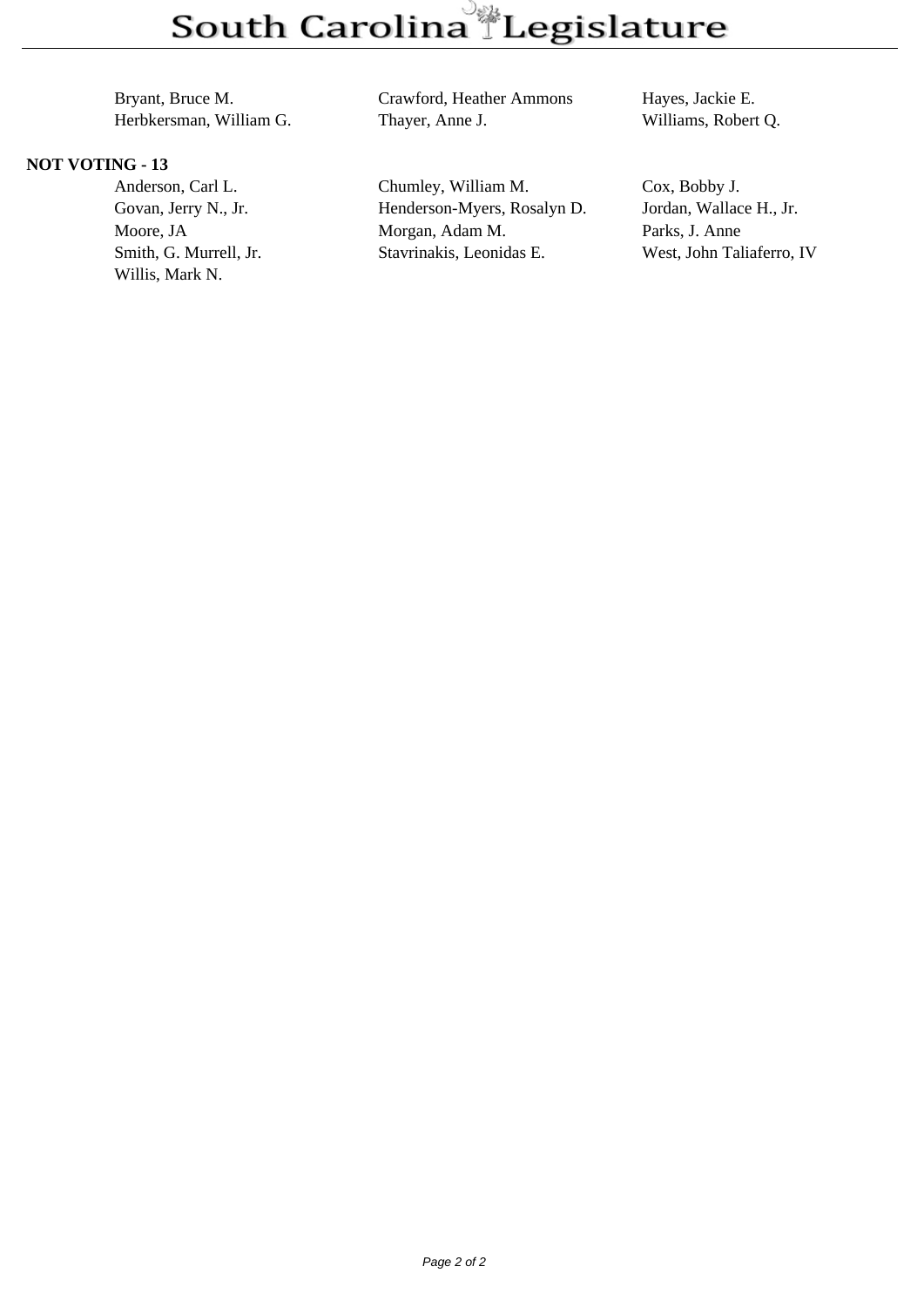| | | |
|---|---|---|
| Bryant, Bruce M. | Crawford, Heather Ammons | Hayes, Jackie E. |
| Herbkersman, William G. | Thayer, Anne J. | Williams, Robert Q. |

**NOT VOTING - 13**

| | | |
|---|---|---|
| Anderson, Carl L. | Chumley, William M. | Cox, Bobby J. |
| Govan, Jerry N., Jr. | Henderson-Myers, Rosalyn D. | Jordan, Wallace H., Jr. |
| Moore, JA | Morgan, Adam M. | Parks, J. Anne |
| Smith, G. Murrell, Jr. | Stavrinakis, Leonidas E. | West, John Taliaferro, IV |
| Willis, Mark N. | | |